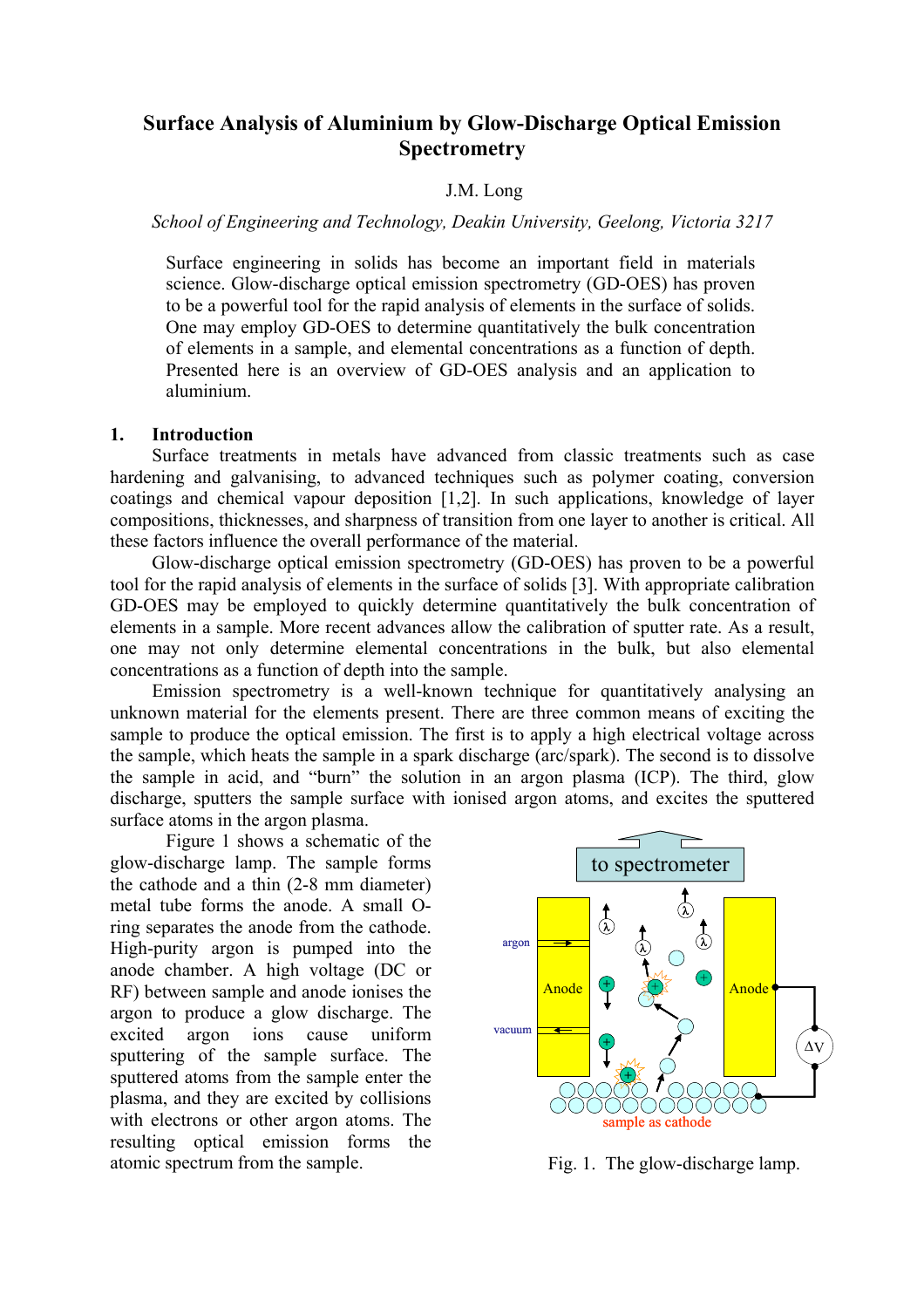# Surface Analysis of Aluminium by Glow-Discharge Optical Emission Spectrometry

J.M. Long

*School of Engineering and Technology, Deakin University, Geelong, Victoria 3217*

Surface engineering in solids has become an important field in materials science. Glow-discharge optical emission spectrometry (GD-OES) has proven to be a powerful tool for the rapid analysis of elements in the surface of solids. One may employ GD-OES to determine quantitatively the bulk concentration of elements in a sample, and elemental concentrations as a function of depth. Presented here is an overview of GD-OES analysis and an application to aluminium.

## 1. Introduction

Surface treatments in metals have advanced from classic treatments such as case hardening and galvanising, to advanced techniques such as polymer coating, conversion coatings and chemical vapour deposition [1,2]. In such applications, knowledge of layer compositions, thicknesses, and sharpness of transition from one layer to another is critical. All these factors influence the overall performance of the material.

Glow-discharge optical emission spectrometry (GD-OES) has proven to be a powerful tool for the rapid analysis of elements in the surface of solids [3]. With appropriate calibration GD-OES may be employed to quickly determine quantitatively the bulk concentration of elements in a sample. More recent advances allow the calibration of sputter rate. As a result, one may not only determine elemental concentrations in the bulk, but also elemental concentrations as a function of depth into the sample.

Emission spectrometry is a well-known technique for quantitatively analysing an unknown material for the elements present. There are three common means of exciting the sample to produce the optical emission. The first is to apply a high electrical voltage across the sample, which heats the sample in a spark discharge (arc/spark). The second is to dissolve the sample in acid, and "burn" the solution in an argon plasma (ICP). The third, glow discharge, sputters the sample surface with ionised argon atoms, and excites the sputtered surface atoms in the argon plasma.

Figure 1 shows a schematic of the glow-discharge lamp. The sample forms the cathode and a thin (2-8 mm diameter) metal tube forms the anode. A small O-ring separates the anode from the cathode. High-purity argon is pumped into the anode chamber. A high voltage (DC or RF) between sample and anode ionises the argon to produce a glow discharge. The excited argon ions cause uniform sputtering of the sample surface. The sputtered atoms from the sample enter the plasma, and they are excited by collisions with electrons or other argon atoms. The resulting optical emission forms the atomic spectrum from the sample.

Fig. 1. The glow-discharge lamp.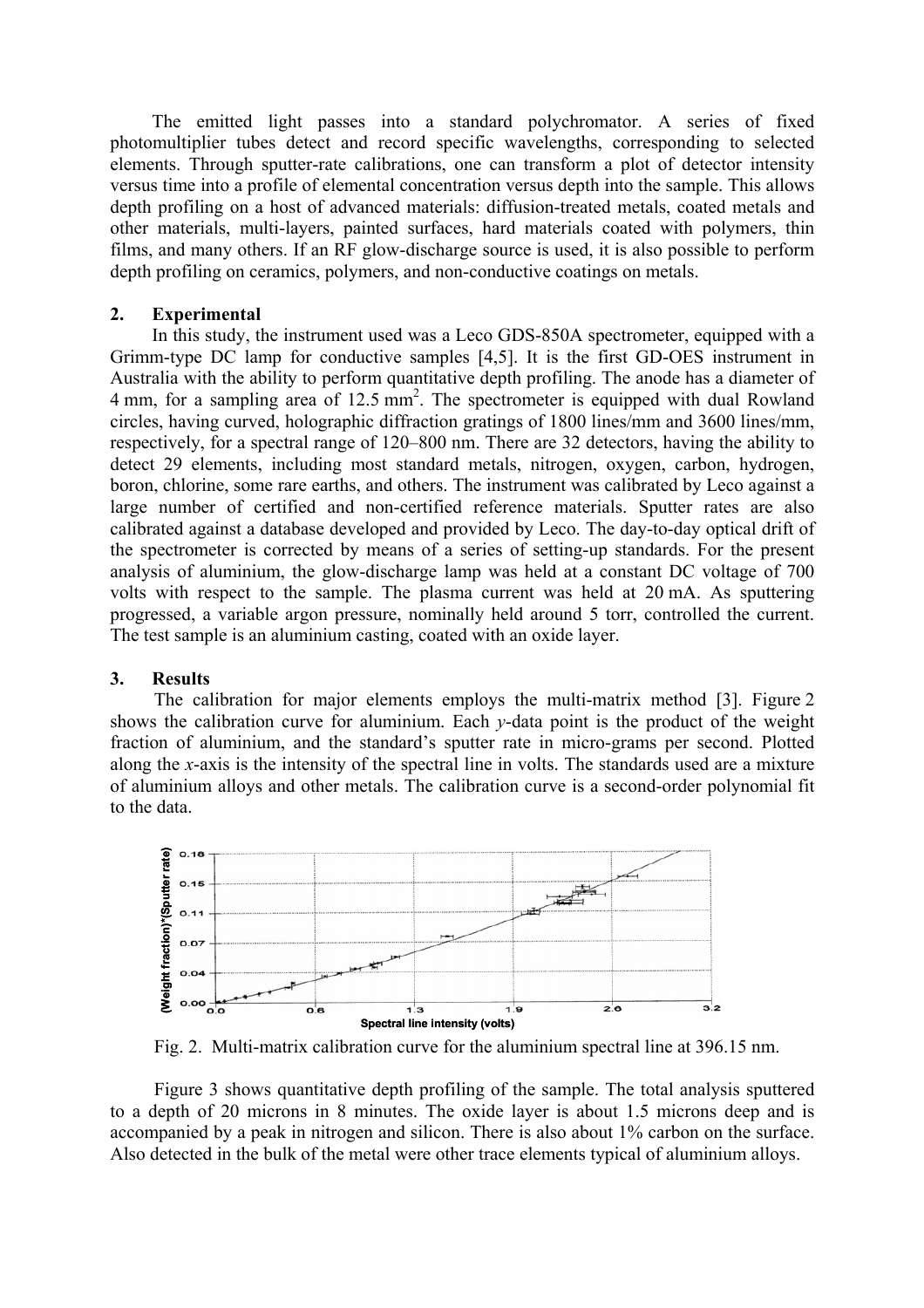The emitted light passes into a standard polychromator. A series of fixed photomultiplier tubes detect and record specific wavelengths, corresponding to selected elements. Through sputter-rate calibrations, one can transform a plot of detector intensity versus time into a profile of elemental concentration versus depth into the sample. This allows depth profiling on a host of advanced materials: diffusion-treated metals, coated metals and other materials, multi-layers, painted surfaces, hard materials coated with polymers, thin films, and many others. If an RF glow-discharge source is used, it is also possible to perform depth profiling on ceramics, polymers, and non-conductive coatings on metals.

## 2. Experimental

In this study, the instrument used was a Leco GDS-850A spectrometer, equipped with a Grimm-type DC lamp for conductive samples [4,5]. It is the first GD-OES instrument in Australia with the ability to perform quantitative depth profiling. The anode has a diameter of 4 mm, for a sampling area of 12.5 $mm^2$. The spectrometer is equipped with dual Rowland circles, having curved, holographic diffraction gratings of 1800 lines/mm and 3600 lines/mm, respectively, for a spectral range of 120–800 nm. There are 32 detectors, having the ability to detect 29 elements, including most standard metals, nitrogen, oxygen, carbon, hydrogen, boron, chlorine, some rare earths, and others. The instrument was calibrated by Leco against a large number of certified and non-certified reference materials. Sputter rates are also calibrated against a database developed and provided by Leco. The day-to-day optical drift of the spectrometer is corrected by means of a series of setting-up standards. For the present analysis of aluminium, the glow-discharge lamp was held at a constant DC voltage of 700 volts with respect to the sample. The plasma current was held at 20 mA. As sputtering progressed, a variable argon pressure, nominally held around 5 torr, controlled the current. The test sample is an aluminium casting, coated with an oxide layer.

## 3. Results

The calibration for major elements employs the multi-matrix method [3]. Figure 2 shows the calibration curve for aluminium. Each *y*-data point is the product of the weight fraction of aluminium, and the standard's sputter rate in micro-grams per second. Plotted along the *x*-axis is the intensity of the spectral line in volts. The standards used are a mixture of aluminium alloys and other metals. The calibration curve is a second-order polynomial fit to the data.

Fig. 2. Multi-matrix calibration curve for the aluminium spectral line at 396.15 nm.

Figure 3 shows quantitative depth profiling of the sample. The total analysis sputtered to a depth of 20 microns in 8 minutes. The oxide layer is about 1.5 microns deep and is accompanied by a peak in nitrogen and silicon. There is also about 1% carbon on the surface. Also detected in the bulk of the metal were other trace elements typical of aluminium alloys.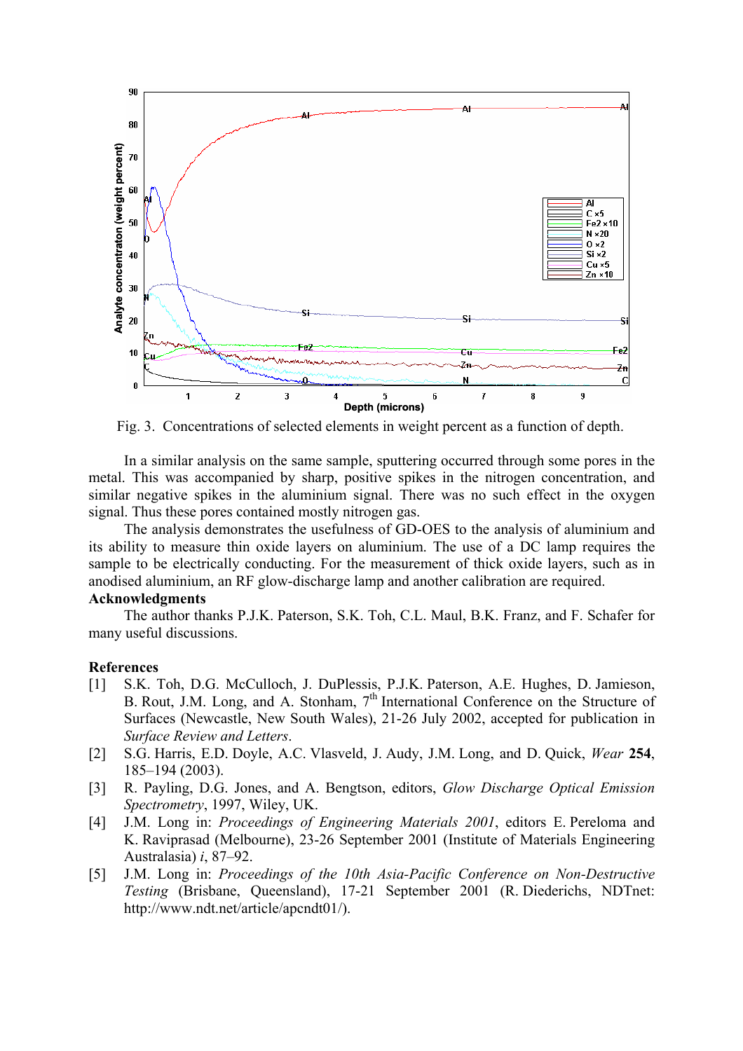Analyte concentraton (weight percent)

90
80
70
60
50
40
30
20
10
0

1
2
3
4
5
6
7
8
9

Depth (microns)

Al
C ×5
Fe2 ×10
N ×20
O ×2
Si ×2
Cu ×5
Zn ×10

Al
O
N
Zn
Cu
C
Al
Si
Fe2
O
Al
Si
Cu
Zn
N
Al
Si
Fe2
Zn
C

Fig. 3. Concentrations of selected elements in weight percent as a function of depth.

In a similar analysis on the same sample, sputtering occurred through some pores in the metal. This was accompanied by sharp, positive spikes in the nitrogen concentration, and similar negative spikes in the aluminium signal. There was no such effect in the oxygen signal. Thus these pores contained mostly nitrogen gas.

The analysis demonstrates the usefulness of GD-OES to the analysis of aluminium and its ability to measure thin oxide layers on aluminium. The use of a DC lamp requires the sample to be electrically conducting. For the measurement of thick oxide layers, such as in anodised aluminium, an RF glow-discharge lamp and another calibration are required.

**Acknowledgments**

The author thanks P.J.K. Paterson, S.K. Toh, C.L. Maul, B.K. Franz, and F. Schafer for many useful discussions.

**References**

[1] S.K. Toh, D.G. McCulloch, J. DuPlessis, P.J.K. Paterson, A.E. Hughes, D. Jamieson, B. Rout, J.M. Long, and A. Stonham, 7th International Conference on the Structure of Surfaces (Newcastle, New South Wales), 21-26 July 2002, accepted for publication in *Surface Review and Letters*.

[2] S.G. Harris, E.D. Doyle, A.C. Vlasveld, J. Audy, J.M. Long, and D. Quick, *Wear* **254**, 185–194 (2003).

[3] R. Payling, D.G. Jones, and A. Bengtson, editors, *Glow Discharge Optical Emission Spectrometry*, 1997, Wiley, UK.

[4] J.M. Long in: *Proceedings of Engineering Materials 2001*, editors E. Pereloma and K. Raviprasad (Melbourne), 23-26 September 2001 (Institute of Materials Engineering Australasia) *i*, 87–92.

[5] J.M. Long in: *Proceedings of the 10th Asia-Pacific Conference on Non-Destructive Testing* (Brisbane, Queensland), 17-21 September 2001 (R. Diederichs, NDTnet: http://www.ndt.net/article/apcndt01/).